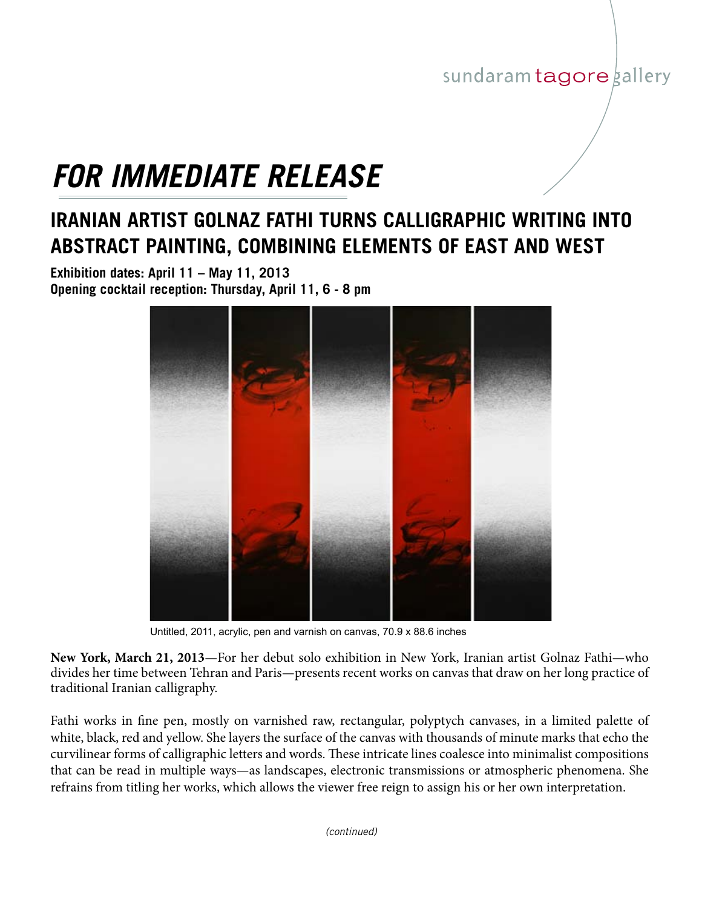sundaram tagore gallery

# *FOR IMMEDIATE RELEASE*

## IRANIAN ARTIST GOLNAZ FATHI TURNS CALLIGRAPHIC WRITING INTO ABSTRACT PAINTING, COMBINING ELEMENTS OF EAST AND WEST

**Exhibition dates: April 11 – May 11, 2013**
**Opening cocktail reception: Thursday, April 11, 6 - 8 pm**

Untitled, 2011, acrylic, pen and varnish on canvas, 70.9 x 88.6 inches

**New York, March 21, 2013**—For her debut solo exhibition in New York, Iranian artist Golnaz Fathi—who divides her time between Tehran and Paris—presents recent works on canvas that draw on her long practice of traditional Iranian calligraphy.

Fathi works in fine pen, mostly on varnished raw, rectangular, polyptych canvases, in a limited palette of white, black, red and yellow. She layers the surface of the canvas with thousands of minute marks that echo the curvilinear forms of calligraphic letters and words. These intricate lines coalesce into minimalist compositions that can be read in multiple ways—as landscapes, electronic transmissions or atmospheric phenomena. She refrains from titling her works, which allows the viewer free reign to assign his or her own interpretation.

*(continued)*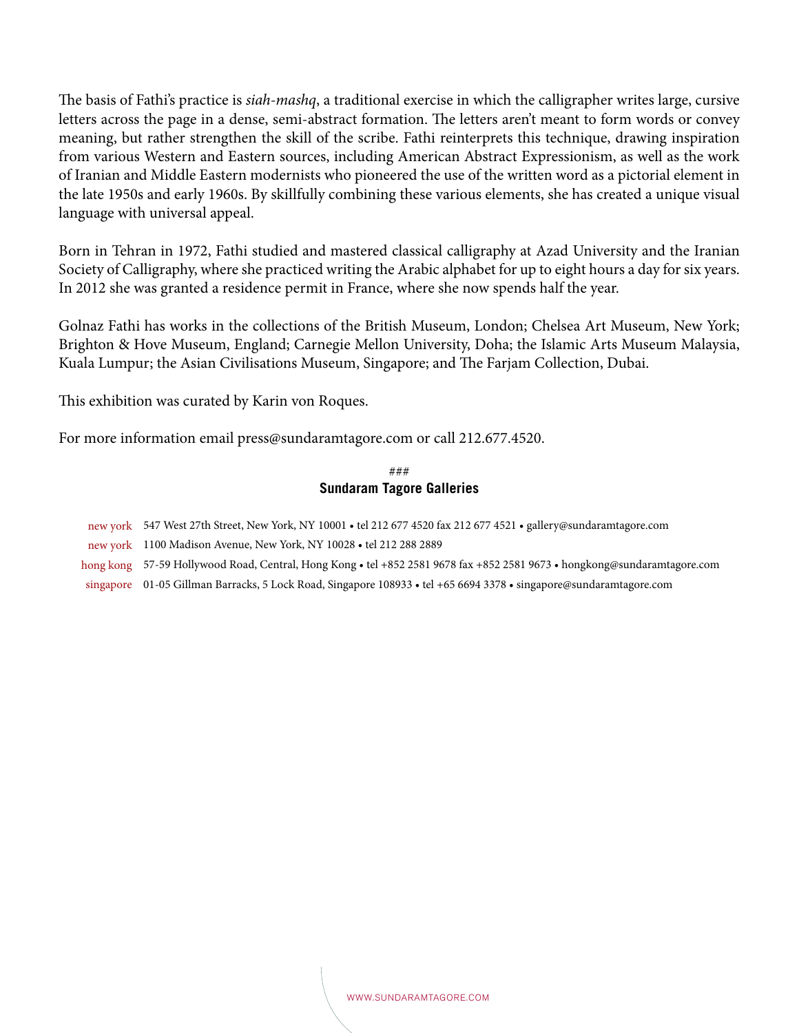The basis of Fathi's practice is *siah-mashq*, a traditional exercise in which the calligrapher writes large, cursive letters across the page in a dense, semi-abstract formation. The letters aren't meant to form words or convey meaning, but rather strengthen the skill of the scribe. Fathi reinterprets this technique, drawing inspiration from various Western and Eastern sources, including American Abstract Expressionism, as well as the work of Iranian and Middle Eastern modernists who pioneered the use of the written word as a pictorial element in the late 1950s and early 1960s. By skillfully combining these various elements, she has created a unique visual language with universal appeal.

Born in Tehran in 1972, Fathi studied and mastered classical calligraphy at Azad University and the Iranian Society of Calligraphy, where she practiced writing the Arabic alphabet for up to eight hours a day for six years. In 2012 she was granted a residence permit in France, where she now spends half the year.

Golnaz Fathi has works in the collections of the British Museum, London; Chelsea Art Museum, New York; Brighton & Hove Museum, England; Carnegie Mellon University, Doha; the Islamic Arts Museum Malaysia, Kuala Lumpur; the Asian Civilisations Museum, Singapore; and The Farjam Collection, Dubai.

This exhibition was curated by Karin von Roques.

For more information email press@sundaramtagore.com or call 212.677.4520.

###

**Sundaram Tagore Galleries**

new york 547 West 27th Street, New York, NY 10001 • tel 212 677 4520 fax 212 677 4521 • gallery@sundaramtagore.com

new york 1100 Madison Avenue, New York, NY 10028 • tel 212 288 2889

hong kong 57-59 Hollywood Road, Central, Hong Kong • tel +852 2581 9678 fax +852 2581 9673 • hongkong@sundaramtagore.com

singapore 01-05 Gillman Barracks, 5 Lock Road, Singapore 108933 • tel +65 6694 3378 • singapore@sundaramtagore.com

WWW.SUNDARAMTAGORE.COM